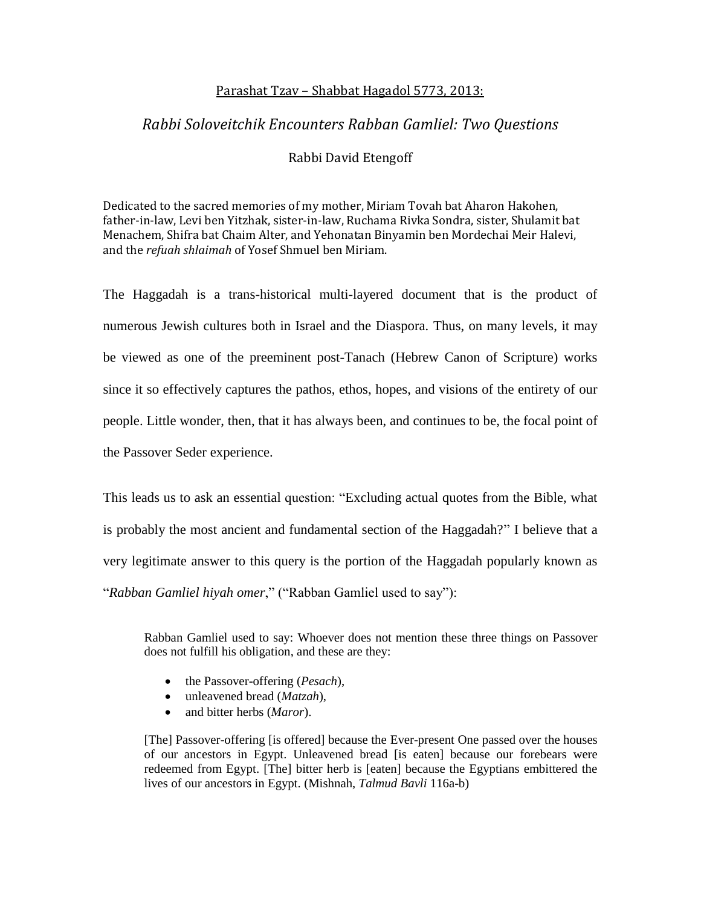Parashat Tzav – Shabbat Hagadol 5773, 2013:

# *Rabbi Soloveitchik Encounters Rabban Gamliel: Two Questions*

Rabbi David Etengoff

Dedicated to the sacred memories of my mother, Miriam Tovah bat Aharon Hakohen, father-in-law, Levi ben Yitzhak, sister-in-law, Ruchama Rivka Sondra, sister, Shulamit bat Menachem, Shifra bat Chaim Alter, and Yehonatan Binyamin ben Mordechai Meir Halevi, and the *refuah shlaimah* of Yosef Shmuel ben Miriam.

The Haggadah is a trans-historical multi-layered document that is the product of numerous Jewish cultures both in Israel and the Diaspora. Thus, on many levels, it may be viewed as one of the preeminent post-Tanach (Hebrew Canon of Scripture) works since it so effectively captures the pathos, ethos, hopes, and visions of the entirety of our people. Little wonder, then, that it has always been, and continues to be, the focal point of the Passover Seder experience.

This leads us to ask an essential question: "Excluding actual quotes from the Bible, what is probably the most ancient and fundamental section of the Haggadah?" I believe that a very legitimate answer to this query is the portion of the Haggadah popularly known as "*Rabban Gamliel hiyah omer*," ("Rabban Gamliel used to say"):

> Rabban Gamliel used to say: Whoever does not mention these three things on Passover does not fulfill his obligation, and these are they:
>
> - the Passover-offering (*Pesach*),
> - unleavened bread (*Matzah*),
> - and bitter herbs (*Maror*).
>
> [The] Passover-offering [is offered] because the Ever-present One passed over the houses of our ancestors in Egypt. Unleavened bread [is eaten] because our forebears were redeemed from Egypt. [The] bitter herb is [eaten] because the Egyptians embittered the lives of our ancestors in Egypt. (Mishnah, *Talmud Bavli* 116a-b)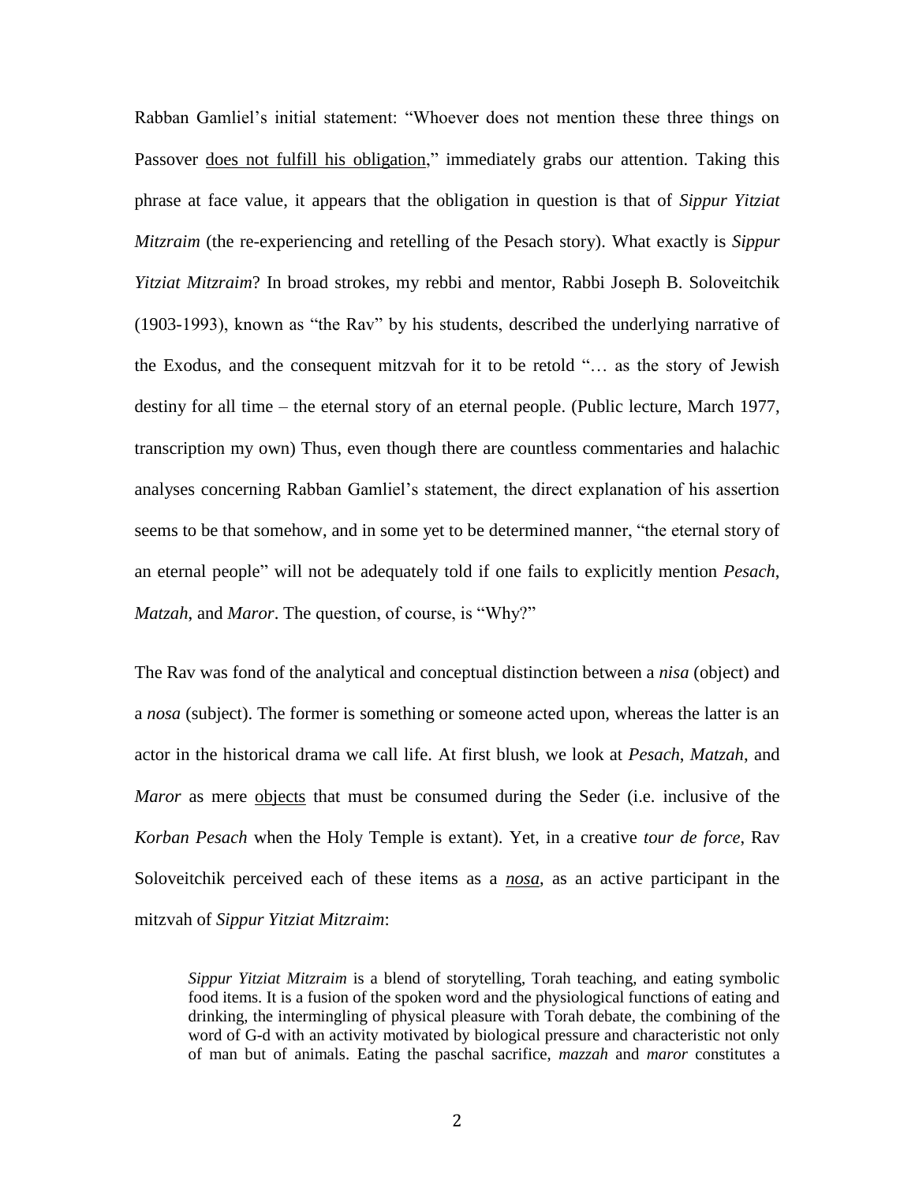Rabban Gamliel's initial statement: "Whoever does not mention these three things on Passover <u>does not fulfill his obligation</u>," immediately grabs our attention. Taking this phrase at face value, it appears that the obligation in question is that of *Sippur Yitziat Mitzraim* (the re-experiencing and retelling of the Pesach story). What exactly is *Sippur Yitziat Mitzraim*? In broad strokes, my rebbi and mentor, Rabbi Joseph B. Soloveitchik (1903-1993), known as "the Rav" by his students, described the underlying narrative of the Exodus, and the consequent mitzvah for it to be retold "… as the story of Jewish destiny for all time – the eternal story of an eternal people. (Public lecture, March 1977, transcription my own) Thus, even though there are countless commentaries and halachic analyses concerning Rabban Gamliel's statement, the direct explanation of his assertion seems to be that somehow, and in some yet to be determined manner, "the eternal story of an eternal people" will not be adequately told if one fails to explicitly mention *Pesach*, *Matzah*, and *Maror*. The question, of course, is "Why?"

The Rav was fond of the analytical and conceptual distinction between a *nisa* (object) and a *nosa* (subject). The former is something or someone acted upon, whereas the latter is an actor in the historical drama we call life. At first blush, we look at *Pesach*, *Matzah*, and *Maror* as mere <u>objects</u> that must be consumed during the Seder (i.e. inclusive of the *Korban Pesach* when the Holy Temple is extant). Yet, in a creative *tour de force*, Rav Soloveitchik perceived each of these items as a ***<u>nosa</u>***, as an active participant in the mitzvah of *Sippur Yitziat Mitzraim*:

> *Sippur Yitziat Mitzraim* is a blend of storytelling, Torah teaching, and eating symbolic food items. It is a fusion of the spoken word and the physiological functions of eating and drinking, the intermingling of physical pleasure with Torah debate, the combining of the word of G-d with an activity motivated by biological pressure and characteristic not only of man but of animals. Eating the paschal sacrifice, *mazzah* and *maror* constitutes a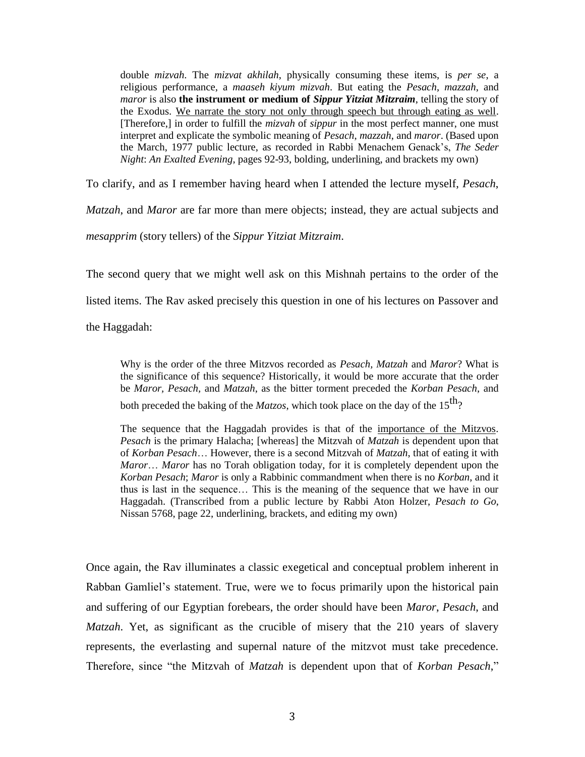> double *mizvah*. The *mizvat akhilah*, physically consuming these items, is *per se*, a religious performance, a *maaseh kiyum mizvah*. But eating the *Pesach*, *mazzah*, and *maror* is also **the instrument or medium of *Sippur Yitziat Mitzraim***, telling the story of the Exodus. <u>We narrate the story not only through speech but through eating as well</u>. [Therefore,] in order to fulfill the *mizvah* of *sippur* in the most perfect manner, one must interpret and explicate the symbolic meaning of *Pesach*, *mazzah*, and *maror*. (Based upon the March, 1977 public lecture, as recorded in Rabbi Menachem Genack's, *The Seder Night*: *An Exalted Evening*, pages 92-93, bolding, underlining, and brackets my own)

To clarify, and as I remember having heard when I attended the lecture myself, *Pesach*, *Matzah*, and *Maror* are far more than mere objects; instead, they are actual subjects and *mesapprim* (story tellers) of the *Sippur Yitziat Mitzraim*.

The second query that we might well ask on this Mishnah pertains to the order of the listed items. The Rav asked precisely this question in one of his lectures on Passover and the Haggadah:

> Why is the order of the three Mitzvos recorded as *Pesach, Matzah* and *Maror*? What is the significance of this sequence? Historically, it would be more accurate that the order be *Maror, Pesach,* and *Matzah*, as the bitter torment preceded the *Korban Pesach*, and both preceded the baking of the *Matzos*, which took place on the day of the 15th?
>
> The sequence that the Haggadah provides is that of the <u>importance of the Mitzvos</u>. *Pesach* is the primary Halacha; [whereas] the Mitzvah of *Matzah* is dependent upon that of *Korban Pesach*… However, there is a second Mitzvah of *Matzah*, that of eating it with *Maror*… *Maror* has no Torah obligation today, for it is completely dependent upon the *Korban Pesach*; *Maror* is only a Rabbinic commandment when there is no *Korban*, and it thus is last in the sequence… This is the meaning of the sequence that we have in our Haggadah. (Transcribed from a public lecture by Rabbi Aton Holzer, *Pesach to Go*, Nissan 5768, page 22, underlining, brackets, and editing my own)

Once again, the Rav illuminates a classic exegetical and conceptual problem inherent in Rabban Gamliel's statement. True, were we to focus primarily upon the historical pain and suffering of our Egyptian forebears, the order should have been *Maror*, *Pesach*, and *Matzah*. Yet, as significant as the crucible of misery that the 210 years of slavery represents, the everlasting and supernal nature of the mitzvot must take precedence. Therefore, since "the Mitzvah of *Matzah* is dependent upon that of *Korban Pesach*,"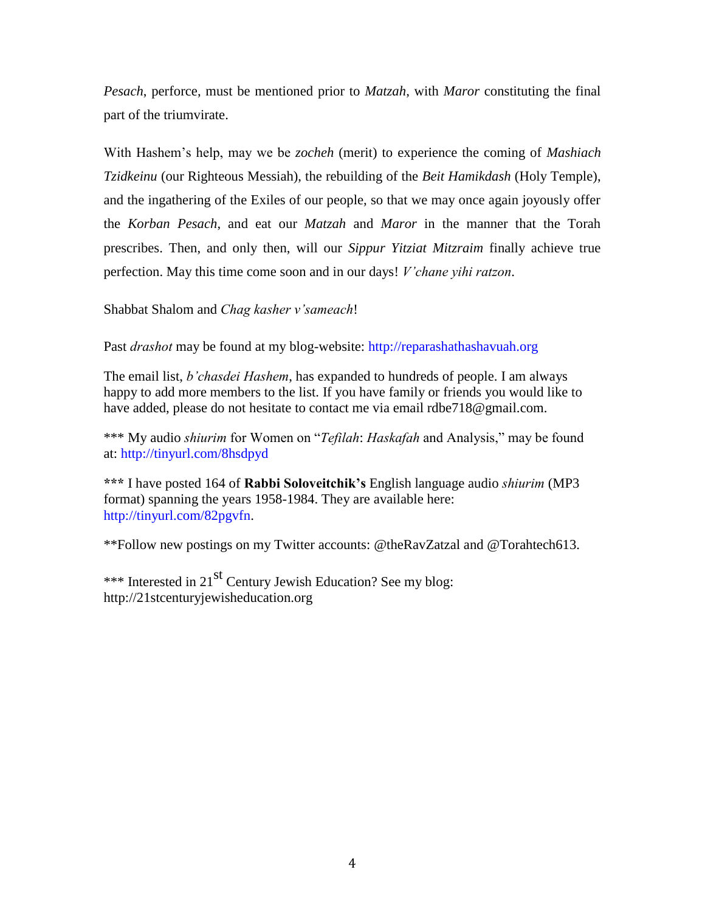*Pesach*, perforce, must be mentioned prior to *Matzah*, with *Maror* constituting the final part of the triumvirate.

With Hashem's help, may we be *zocheh* (merit) to experience the coming of *Mashiach Tzidkeinu* (our Righteous Messiah), the rebuilding of the *Beit Hamikdash* (Holy Temple), and the ingathering of the Exiles of our people, so that we may once again joyously offer the *Korban Pesach*, and eat our *Matzah* and *Maror* in the manner that the Torah prescribes. Then, and only then, will our *Sippur Yitziat Mitzraim* finally achieve true perfection. May this time come soon and in our days! *V'chane yihi ratzon*.

Shabbat Shalom and *Chag kasher v'sameach*!

Past *drashot* may be found at my blog-website: http://reparashathashavuah.org

The email list, *b'chasdei Hashem*, has expanded to hundreds of people. I am always happy to add more members to the list. If you have family or friends you would like to have added, please do not hesitate to contact me via email rdbe718@gmail.com.

*** My audio *shiurim* for Women on "*Tefilah*: *Haskafah* and Analysis," may be found at: http://tinyurl.com/8hsdpyd

**\*\*\*** I have posted 164 of **Rabbi Soloveitchik's** English language audio *shiurim* (MP3 format) spanning the years 1958-1984. They are available here: http://tinyurl.com/82pgvfn.

**Follow new postings on my Twitter accounts: @theRavZatzal and @Torahtech613.

*** Interested in 21st Century Jewish Education? See my blog: http://21stcenturyjewisheducation.org